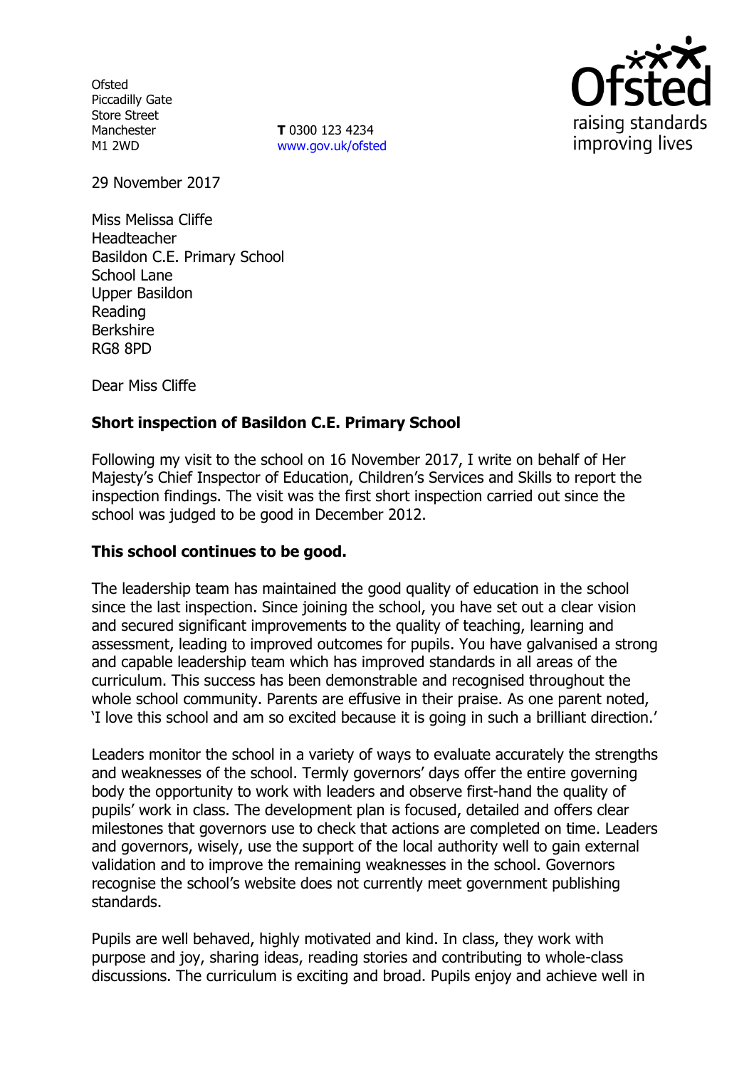Ofsted
Piccadilly Gate
Store Street
Manchester
M1 2WD

**T** 0300 123 4234
www.gov.uk/ofsted

29 November 2017

Miss Melissa Cliffe
Headteacher
Basildon C.E. Primary School
School Lane
Upper Basildon
Reading
Berkshire
RG8 8PD

Dear Miss Cliffe

**Short inspection of Basildon C.E. Primary School**

Following my visit to the school on 16 November 2017, I write on behalf of Her Majesty's Chief Inspector of Education, Children's Services and Skills to report the inspection findings. The visit was the first short inspection carried out since the school was judged to be good in December 2012.

**This school continues to be good.**

The leadership team has maintained the good quality of education in the school since the last inspection. Since joining the school, you have set out a clear vision and secured significant improvements to the quality of teaching, learning and assessment, leading to improved outcomes for pupils. You have galvanised a strong and capable leadership team which has improved standards in all areas of the curriculum. This success has been demonstrable and recognised throughout the whole school community. Parents are effusive in their praise. As one parent noted, 'I love this school and am so excited because it is going in such a brilliant direction.'

Leaders monitor the school in a variety of ways to evaluate accurately the strengths and weaknesses of the school. Termly governors' days offer the entire governing body the opportunity to work with leaders and observe first-hand the quality of pupils' work in class. The development plan is focused, detailed and offers clear milestones that governors use to check that actions are completed on time. Leaders and governors, wisely, use the support of the local authority well to gain external validation and to improve the remaining weaknesses in the school. Governors recognise the school's website does not currently meet government publishing standards.

Pupils are well behaved, highly motivated and kind. In class, they work with purpose and joy, sharing ideas, reading stories and contributing to whole-class discussions. The curriculum is exciting and broad. Pupils enjoy and achieve well in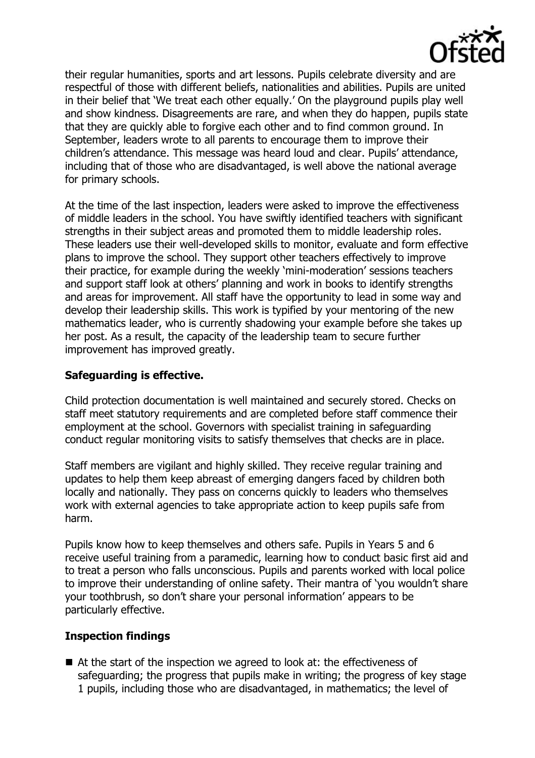their regular humanities, sports and art lessons. Pupils celebrate diversity and are respectful of those with different beliefs, nationalities and abilities. Pupils are united in their belief that 'We treat each other equally.' On the playground pupils play well and show kindness. Disagreements are rare, and when they do happen, pupils state that they are quickly able to forgive each other and to find common ground. In September, leaders wrote to all parents to encourage them to improve their children's attendance. This message was heard loud and clear. Pupils' attendance, including that of those who are disadvantaged, is well above the national average for primary schools.

At the time of the last inspection, leaders were asked to improve the effectiveness of middle leaders in the school. You have swiftly identified teachers with significant strengths in their subject areas and promoted them to middle leadership roles. These leaders use their well-developed skills to monitor, evaluate and form effective plans to improve the school. They support other teachers effectively to improve their practice, for example during the weekly 'mini-moderation' sessions teachers and support staff look at others' planning and work in books to identify strengths and areas for improvement. All staff have the opportunity to lead in some way and develop their leadership skills. This work is typified by your mentoring of the new mathematics leader, who is currently shadowing your example before she takes up her post. As a result, the capacity of the leadership team to secure further improvement has improved greatly.

## Safeguarding is effective.

Child protection documentation is well maintained and securely stored. Checks on staff meet statutory requirements and are completed before staff commence their employment at the school. Governors with specialist training in safeguarding conduct regular monitoring visits to satisfy themselves that checks are in place.

Staff members are vigilant and highly skilled. They receive regular training and updates to help them keep abreast of emerging dangers faced by children both locally and nationally. They pass on concerns quickly to leaders who themselves work with external agencies to take appropriate action to keep pupils safe from harm.

Pupils know how to keep themselves and others safe. Pupils in Years 5 and 6 receive useful training from a paramedic, learning how to conduct basic first aid and to treat a person who falls unconscious. Pupils and parents worked with local police to improve their understanding of online safety. Their mantra of 'you wouldn't share your toothbrush, so don't share your personal information' appears to be particularly effective.

## Inspection findings

- At the start of the inspection we agreed to look at: the effectiveness of safeguarding; the progress that pupils make in writing; the progress of key stage 1 pupils, including those who are disadvantaged, in mathematics; the level of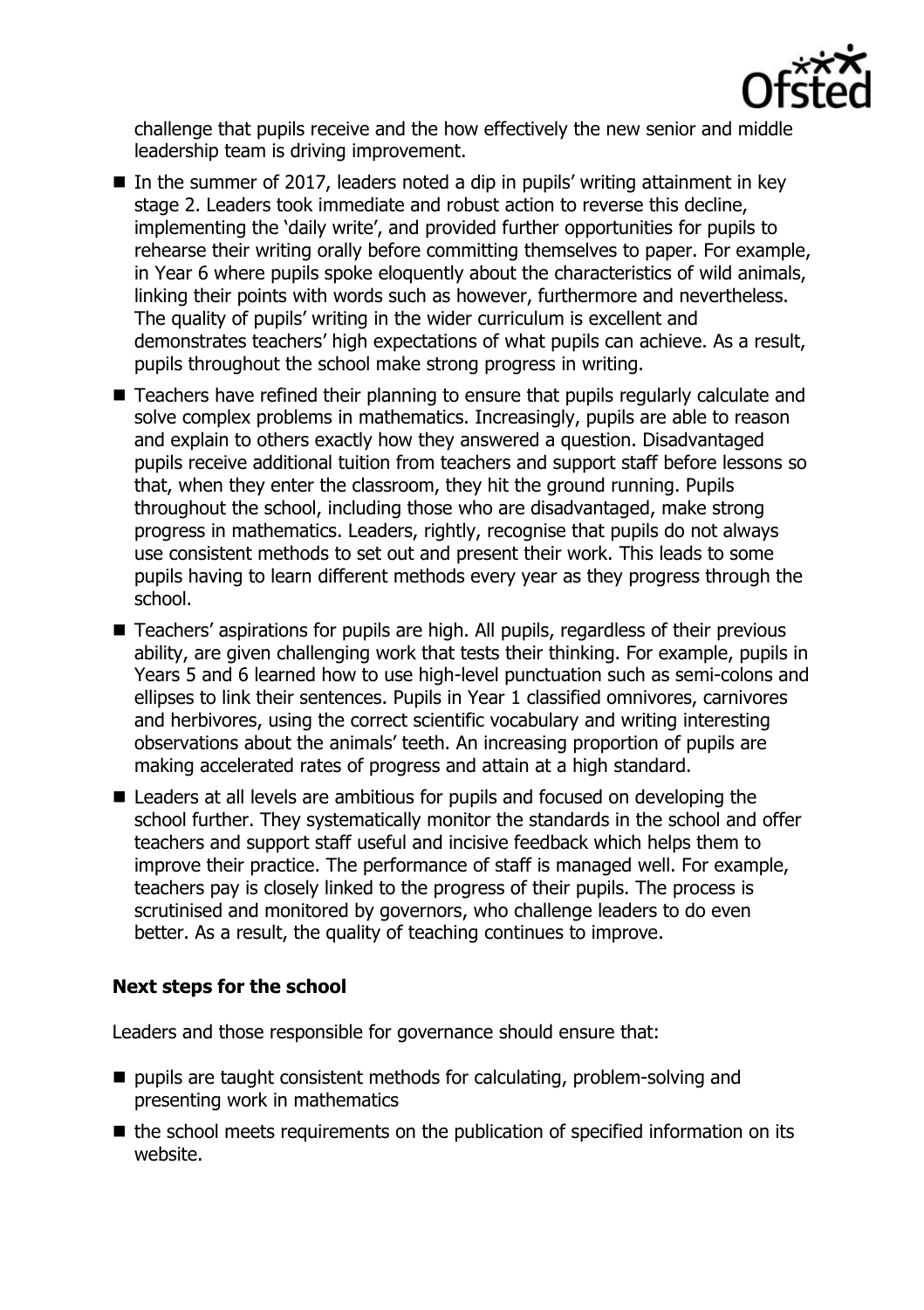challenge that pupils receive and the how effectively the new senior and middle leadership team is driving improvement.

- In the summer of 2017, leaders noted a dip in pupils' writing attainment in key stage 2. Leaders took immediate and robust action to reverse this decline, implementing the 'daily write', and provided further opportunities for pupils to rehearse their writing orally before committing themselves to paper. For example, in Year 6 where pupils spoke eloquently about the characteristics of wild animals, linking their points with words such as however, furthermore and nevertheless. The quality of pupils' writing in the wider curriculum is excellent and demonstrates teachers' high expectations of what pupils can achieve. As a result, pupils throughout the school make strong progress in writing.
- Teachers have refined their planning to ensure that pupils regularly calculate and solve complex problems in mathematics. Increasingly, pupils are able to reason and explain to others exactly how they answered a question. Disadvantaged pupils receive additional tuition from teachers and support staff before lessons so that, when they enter the classroom, they hit the ground running. Pupils throughout the school, including those who are disadvantaged, make strong progress in mathematics. Leaders, rightly, recognise that pupils do not always use consistent methods to set out and present their work. This leads to some pupils having to learn different methods every year as they progress through the school.
- Teachers' aspirations for pupils are high. All pupils, regardless of their previous ability, are given challenging work that tests their thinking. For example, pupils in Years 5 and 6 learned how to use high-level punctuation such as semi-colons and ellipses to link their sentences. Pupils in Year 1 classified omnivores, carnivores and herbivores, using the correct scientific vocabulary and writing interesting observations about the animals' teeth. An increasing proportion of pupils are making accelerated rates of progress and attain at a high standard.
- Leaders at all levels are ambitious for pupils and focused on developing the school further. They systematically monitor the standards in the school and offer teachers and support staff useful and incisive feedback which helps them to improve their practice. The performance of staff is managed well. For example, teachers pay is closely linked to the progress of their pupils. The process is scrutinised and monitored by governors, who challenge leaders to do even better. As a result, the quality of teaching continues to improve.

**Next steps for the school**

Leaders and those responsible for governance should ensure that:

- pupils are taught consistent methods for calculating, problem-solving and presenting work in mathematics
- the school meets requirements on the publication of specified information on its website.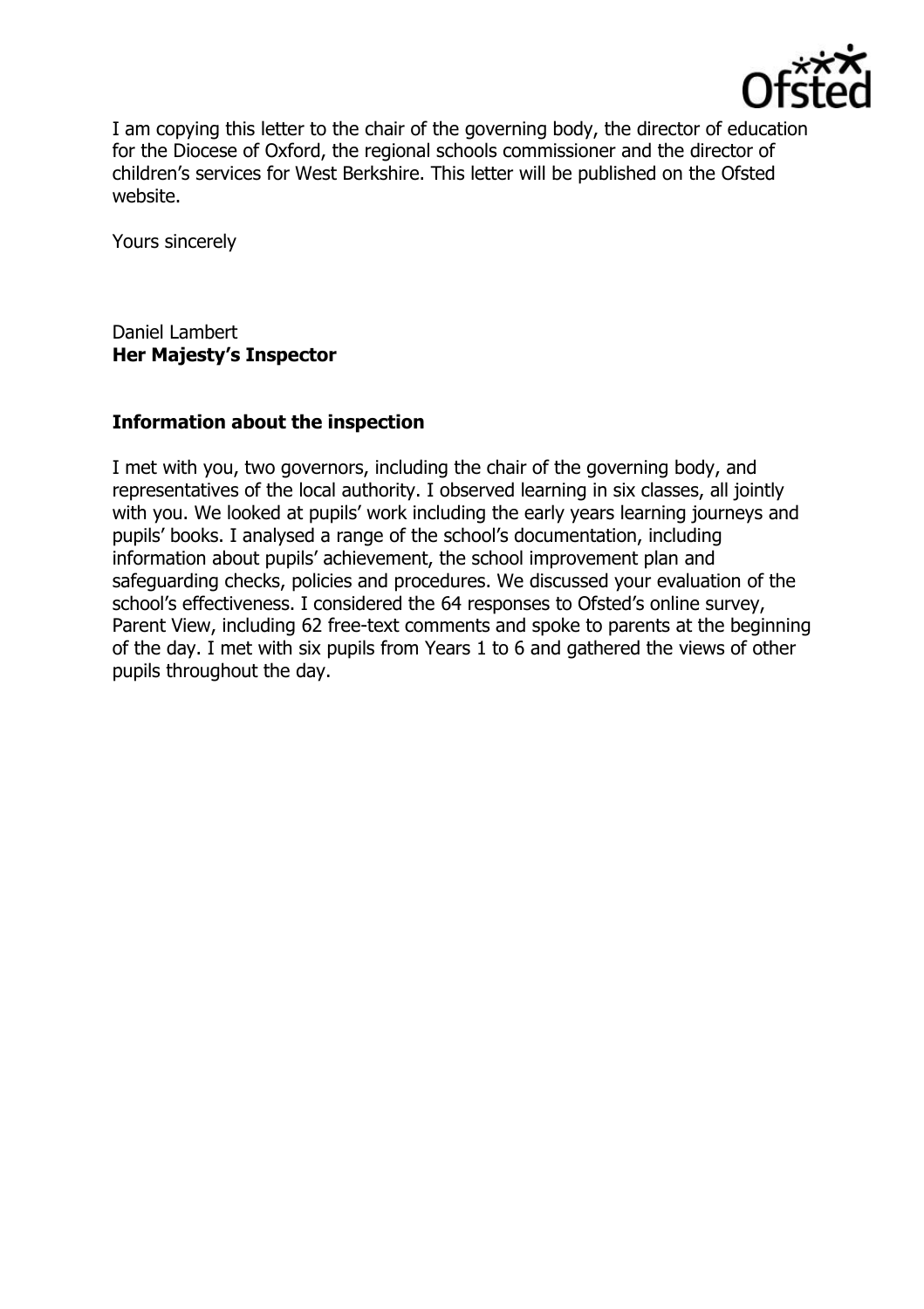I am copying this letter to the chair of the governing body, the director of education for the Diocese of Oxford, the regional schools commissioner and the director of children's services for West Berkshire. This letter will be published on the Ofsted website.

Yours sincerely

Daniel Lambert
**Her Majesty's Inspector**

## Information about the inspection

I met with you, two governors, including the chair of the governing body, and representatives of the local authority. I observed learning in six classes, all jointly with you. We looked at pupils' work including the early years learning journeys and pupils' books. I analysed a range of the school's documentation, including information about pupils' achievement, the school improvement plan and safeguarding checks, policies and procedures. We discussed your evaluation of the school's effectiveness. I considered the 64 responses to Ofsted's online survey, Parent View, including 62 free-text comments and spoke to parents at the beginning of the day. I met with six pupils from Years 1 to 6 and gathered the views of other pupils throughout the day.